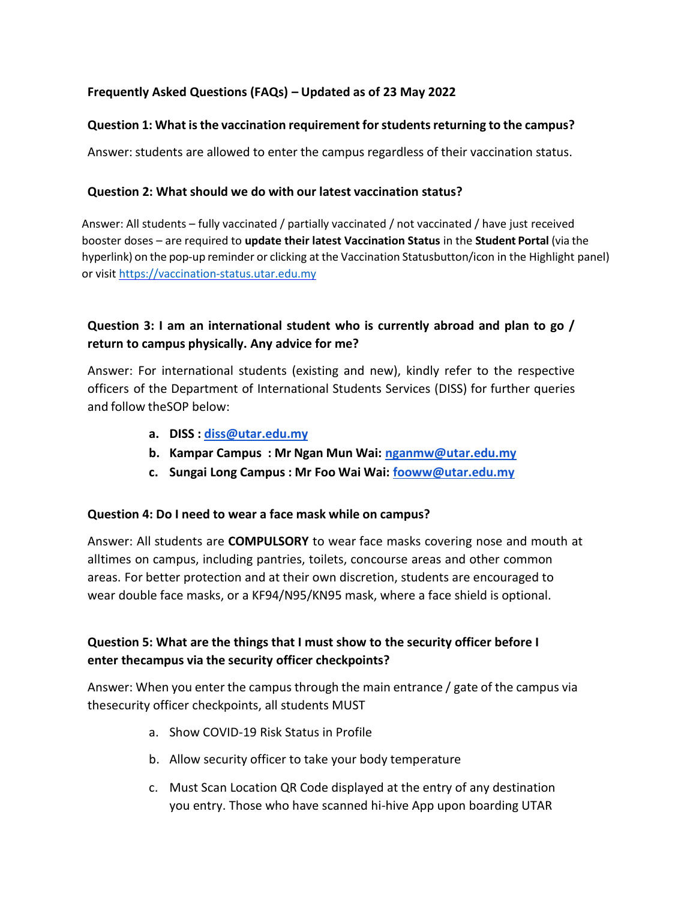**Frequently Asked Questions (FAQs) – Updated as of 23 May 2022**

**Question 1: What is the vaccination requirement for students returning to the campus?**

Answer: students are allowed to enter the campus regardless of their vaccination status.

**Question 2: What should we do with our latest vaccination status?**

Answer: All students – fully vaccinated / partially vaccinated / not vaccinated / have just received booster doses – are required to **update their latest Vaccination Status** in the **Student Portal** (via the hyperlink) on the pop-up reminder or clicking at the Vaccination Statusbutton/icon in the Highlight panel) or visit https://vaccination-status.utar.edu.my

**Question 3: I am an international student who is currently abroad and plan to go / return to campus physically. Any advice for me?**

Answer: For international students (existing and new), kindly refer to the respective officers of the Department of International Students Services (DISS) for further queries and follow theSOP below:

a. **DISS : diss@utar.edu.my**
b. **Kampar Campus : Mr Ngan Mun Wai: nganmw@utar.edu.my**
c. **Sungai Long Campus : Mr Foo Wai Wai: fooww@utar.edu.my**

**Question 4: Do I need to wear a face mask while on campus?**

Answer: All students are **COMPULSORY** to wear face masks covering nose and mouth at alltimes on campus, including pantries, toilets, concourse areas and other common areas. For better protection and at their own discretion, students are encouraged to wear double face masks, or a KF94/N95/KN95 mask, where a face shield is optional.

**Question 5: What are the things that I must show to the security officer before I enter thecampus via the security officer checkpoints?**

Answer: When you enter the campus through the main entrance / gate of the campus via thesecurity officer checkpoints, all students MUST

a. Show COVID-19 Risk Status in Profile
b. Allow security officer to take your body temperature
c. Must Scan Location QR Code displayed at the entry of any destination you entry. Those who have scanned hi-hive App upon boarding UTAR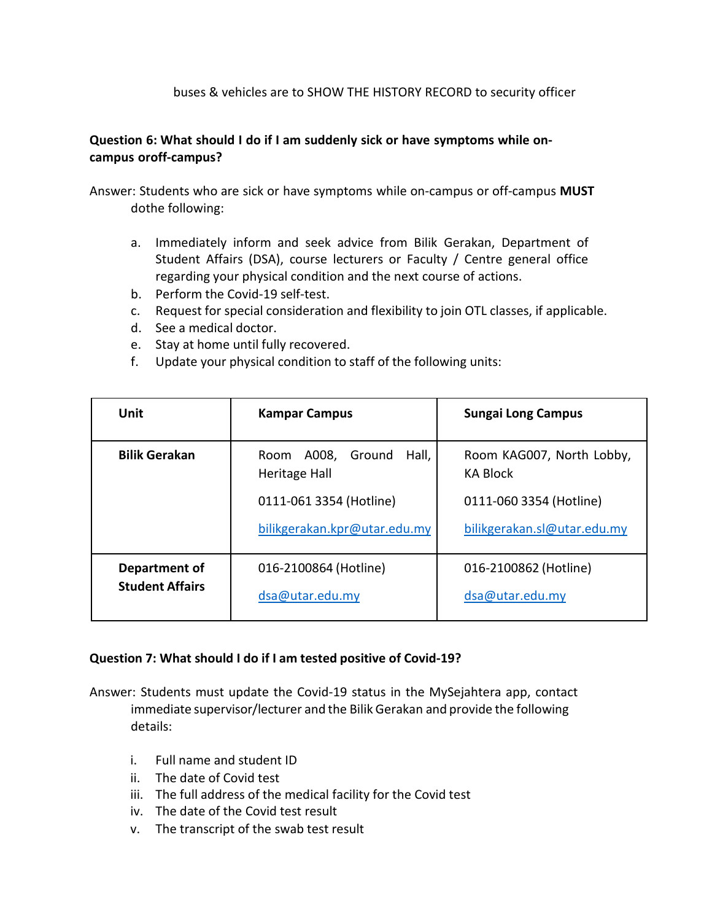buses & vehicles are to SHOW THE HISTORY RECORD to security officer

**Question 6: What should I do if I am suddenly sick or have symptoms while on-campus oroff-campus?**

Answer: Students who are sick or have symptoms while on-campus or off-campus **MUST** dothe following:

a. Immediately inform and seek advice from Bilik Gerakan, Department of Student Affairs (DSA), course lecturers or Faculty / Centre general office regarding your physical condition and the next course of actions.
b. Perform the Covid-19 self-test.
c. Request for special consideration and flexibility to join OTL classes, if applicable.
d. See a medical doctor.
e. Stay at home until fully recovered.
f. Update your physical condition to staff of the following units:

| Unit | Kampar Campus | Sungai Long Campus |
| --- | --- | --- |
| **Bilik Gerakan** | Room A008, Ground Hall, Heritage Hall<br>0111-061 3354 (Hotline)<br>bilikgerakan.kpr@utar.edu.my | Room KAG007, North Lobby, KA Block<br>0111-060 3354 (Hotline)<br>bilikgerakan.sl@utar.edu.my |
| **Department of Student Affairs** | 016-2100864 (Hotline)<br>dsa@utar.edu.my | 016-2100862 (Hotline)<br>dsa@utar.edu.my |

**Question 7: What should I do if I am tested positive of Covid-19?**

Answer: Students must update the Covid-19 status in the MySejahtera app, contact immediate supervisor/lecturer and the Bilik Gerakan and provide the following details:

i. Full name and student ID
ii. The date of Covid test
iii. The full address of the medical facility for the Covid test
iv. The date of the Covid test result
v. The transcript of the swab test result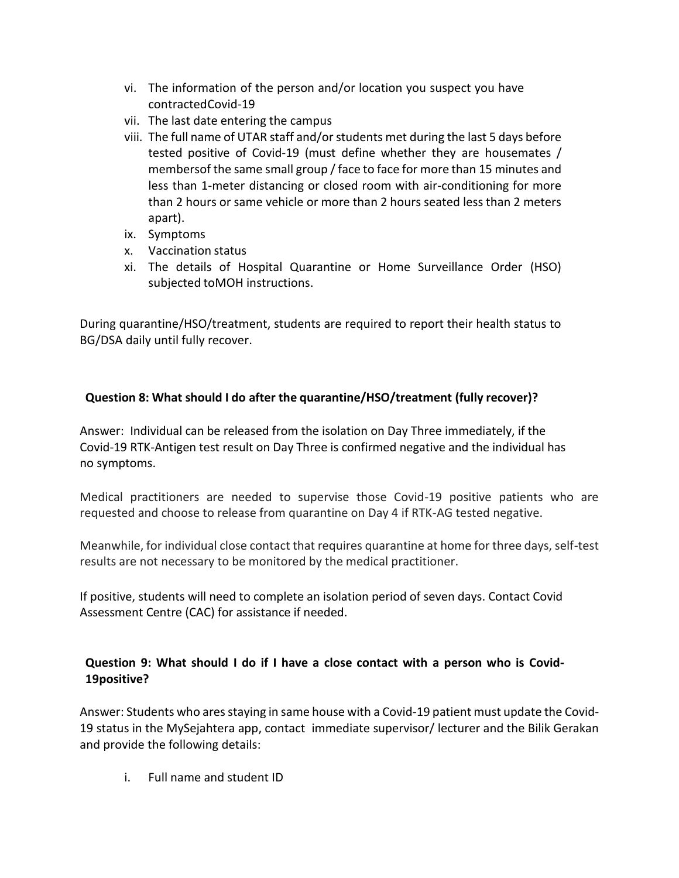vi. The information of the person and/or location you suspect you have contractedCovid-19
vii. The last date entering the campus
viii. The full name of UTAR staff and/or students met during the last 5 days before tested positive of Covid-19 (must define whether they are housemates / membersof the same small group / face to face for more than 15 minutes and less than 1-meter distancing or closed room with air-conditioning for more than 2 hours or same vehicle or more than 2 hours seated less than 2 meters apart).
ix. Symptoms
x. Vaccination status
xi. The details of Hospital Quarantine or Home Surveillance Order (HSO) subjected toMOH instructions.

During quarantine/HSO/treatment, students are required to report their health status to BG/DSA daily until fully recover.

**Question 8: What should I do after the quarantine/HSO/treatment (fully recover)?**

Answer: Individual can be released from the isolation on Day Three immediately, if the Covid-19 RTK-Antigen test result on Day Three is confirmed negative and the individual has no symptoms.

Medical practitioners are needed to supervise those Covid-19 positive patients who are requested and choose to release from quarantine on Day 4 if RTK-AG tested negative.

Meanwhile, for individual close contact that requires quarantine at home for three days, self-test results are not necessary to be monitored by the medical practitioner.

If positive, students will need to complete an isolation period of seven days. Contact Covid Assessment Centre (CAC) for assistance if needed.

**Question 9: What should I do if I have a close contact with a person who is Covid-19positive?**

Answer: Students who ares staying in same house with a Covid-19 patient must update the Covid-19 status in the MySejahtera app, contact immediate supervisor/ lecturer and the Bilik Gerakan and provide the following details:

i. Full name and student ID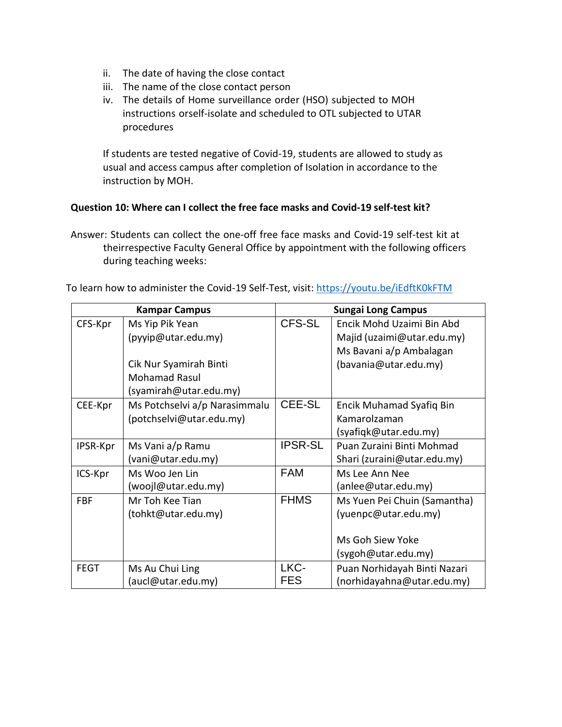ii. The date of having the close contact
iii. The name of the close contact person
iv. The details of Home surveillance order (HSO) subjected to MOH instructions orself-isolate and scheduled to OTL subjected to UTAR procedures

If students are tested negative of Covid-19, students are allowed to study as usual and access campus after completion of Isolation in accordance to the instruction by MOH.

**Question 10: Where can I collect the free face masks and Covid-19 self-test kit?**

Answer: Students can collect the one-off free face masks and Covid-19 self-test kit at theirrespective Faculty General Office by appointment with the following officers during teaching weeks:

To learn how to administer the Covid-19 Self-Test, visit: https://youtu.be/iEdftK0kFTM

| Kampar Campus | | Sungai Long Campus | |
|---|---|---|---|
| CFS-Kpr | Ms Yip Pik Yean (pyyip@utar.edu.my)<br><br>Cik Nur Syamirah Binti Mohamad Rasul (syamirah@utar.edu.my) | CFS-SL | Encik Mohd Uzaimi Bin Abd Majid (uzaimi@utar.edu.my)<br>Ms Bavani a/p Ambalagan (bavania@utar.edu.my) |
| CEE-Kpr | Ms Potchselvi a/p Narasimmalu (potchselvi@utar.edu.my) | CEE-SL | Encik Muhamad Syafiq Bin Kamarolzaman (syafiqk@utar.edu.my) |
| IPSR-Kpr | Ms Vani a/p Ramu (vani@utar.edu.my) | IPSR-SL | Puan Zuraini Binti Mohmad Shari (zuraini@utar.edu.my) |
| ICS-Kpr | Ms Woo Jen Lin (woojl@utar.edu.my) | FAM | Ms Lee Ann Nee (anlee@utar.edu.my) |
| FBF | Mr Toh Kee Tian (tohkt@utar.edu.my) | FHMS | Ms Yuen Pei Chuin (Samantha) (yuenpc@utar.edu.my)<br><br>Ms Goh Siew Yoke (sygoh@utar.edu.my) |
| FEGT | Ms Au Chui Ling (aucl@utar.edu.my) | LKC-FES | Puan Norhidayah Binti Nazari (norhidayahna@utar.edu.my) |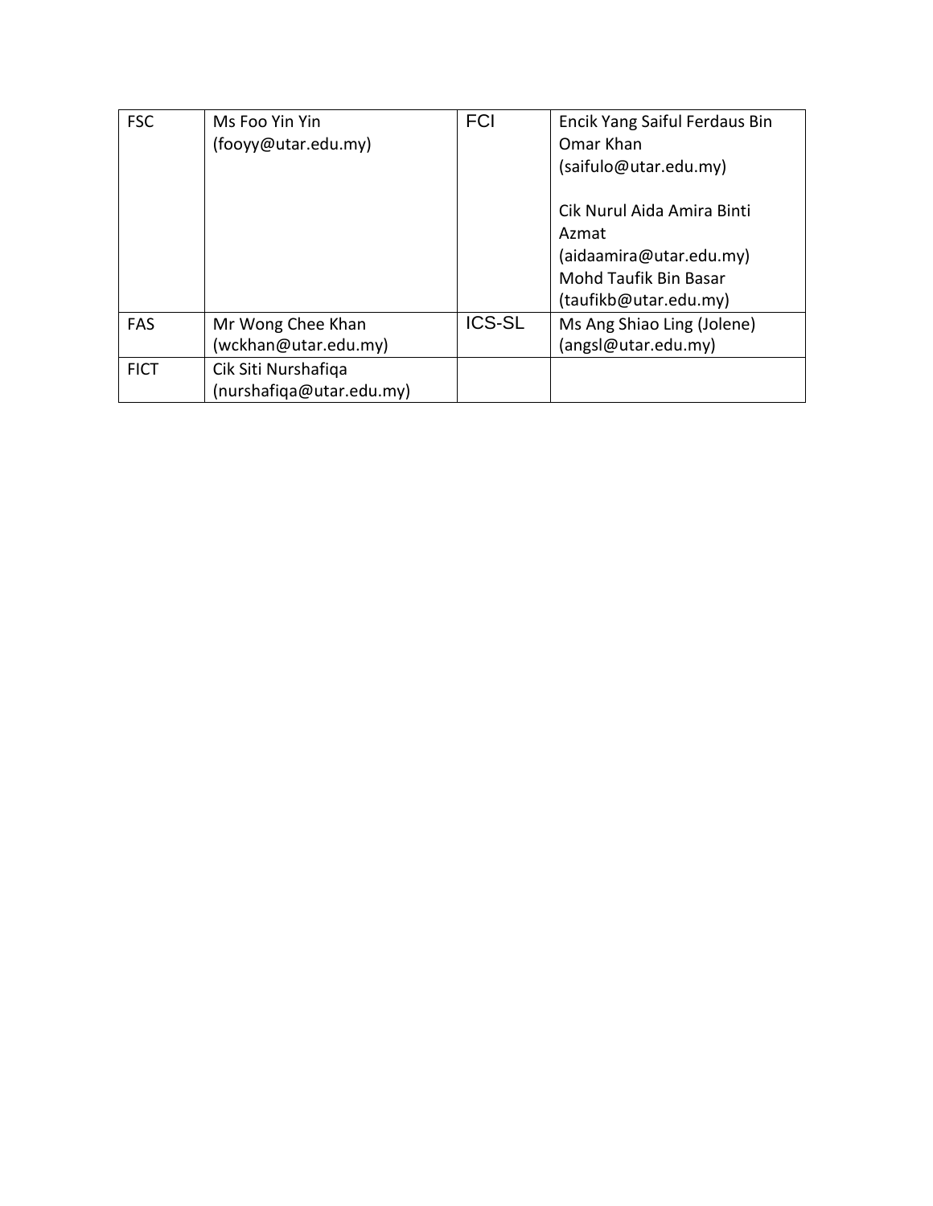| | | | |
|---|---|---|---|
| FSC | Ms Foo Yin Yin (fooyy@utar.edu.my) | FCI | Encik Yang Saiful Ferdaus Bin Omar Khan (saifulo@utar.edu.my)<br><br>Cik Nurul Aida Amira Binti Azmat (aidaamira@utar.edu.my)<br>Mohd Taufik Bin Basar (taufikb@utar.edu.my) |
| FAS | Mr Wong Chee Khan (wckhan@utar.edu.my) | ICS-SL | Ms Ang Shiao Ling (Jolene) (angsl@utar.edu.my) |
| FICT | Cik Siti Nurshafiqa (nurshafiqa@utar.edu.my) | | |